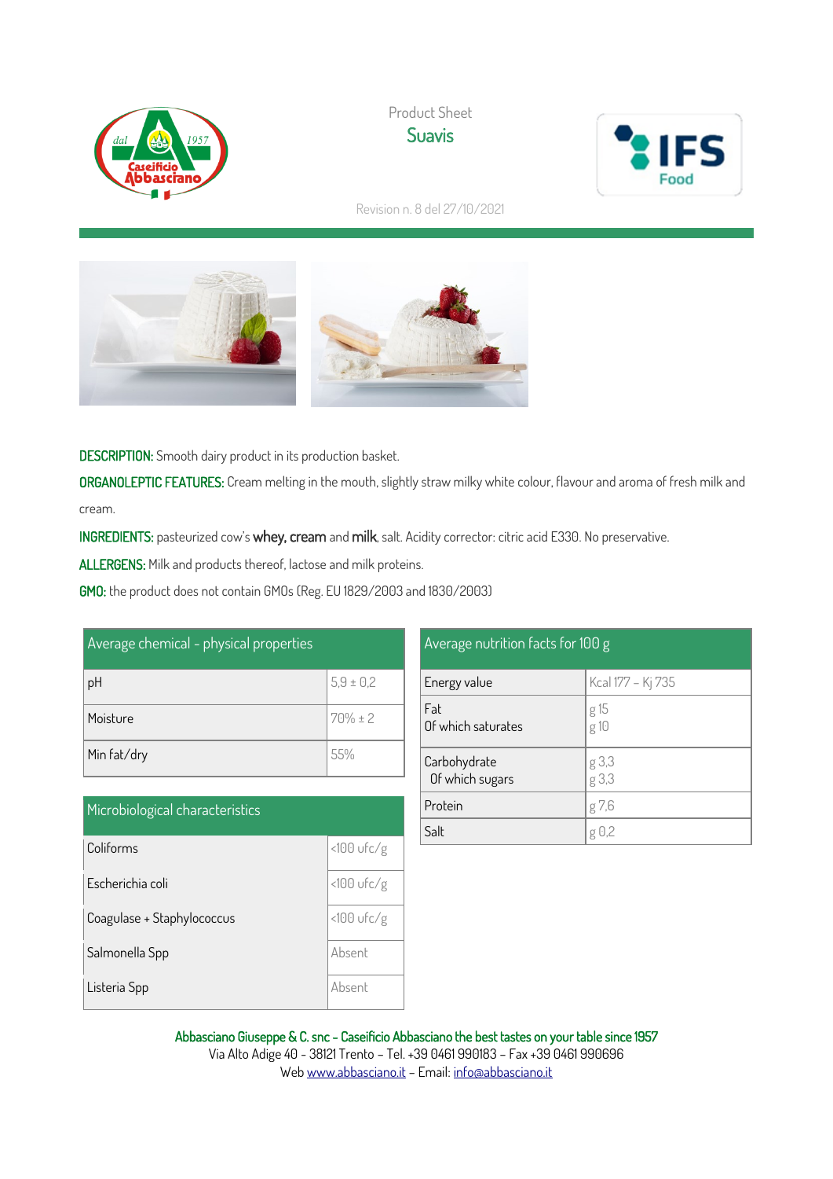Product Sheet

# Suavis

Revision n. 8 del 27/10/2021

**DESCRIPTION:** Smooth dairy product in its production basket.

**ORGANOLEPTIC FEATURES:** Cream melting in the mouth, slightly straw milky white colour, flavour and aroma of fresh milk and cream.

**INGREDIENTS:** pasteurized cow's **whey, cream** and **milk**, salt. Acidity corrector: citric acid E330. No preservative.

**ALLERGENS:** Milk and products thereof, lactose and milk proteins.

**GMO:** the product does not contain GMOs (Reg. EU 1829/2003 and 1830/2003)

| Average chemical - physical properties | |
|---|---|
| pH | 5,9 ± 0,2 |
| Moisture | 70% ± 2 |
| Min fat/dry | 55% |

| Microbiological characteristics | |
|---|---|
| Coliforms | <100 ufc/g |
| Escherichia coli | <100 ufc/g |
| Coagulase + Staphylococcus | <100 ufc/g |
| Salmonella Spp | Absent |
| Listeria Spp | Absent |

| Average nutrition facts for 100 g | |
|---|---|
| Energy value | Kcal 177 – Kj 735 |
| Fat<br>Of which saturates | g 15<br>g 10 |
| Carbohydrate<br>Of which sugars | g 3,3<br>g 3,3 |
| Protein | g 7,6 |
| Salt | g 0,2 |

**Abbasciano Giuseppe & C. snc – Caseificio Abbasciano the best tastes on your table since 1957**
Via Alto Adige 40 - 38121 Trento – Tel. +39 0461 990183 – Fax +39 0461 990696
Web www.abbasciano.it – Email: info@abbasciano.it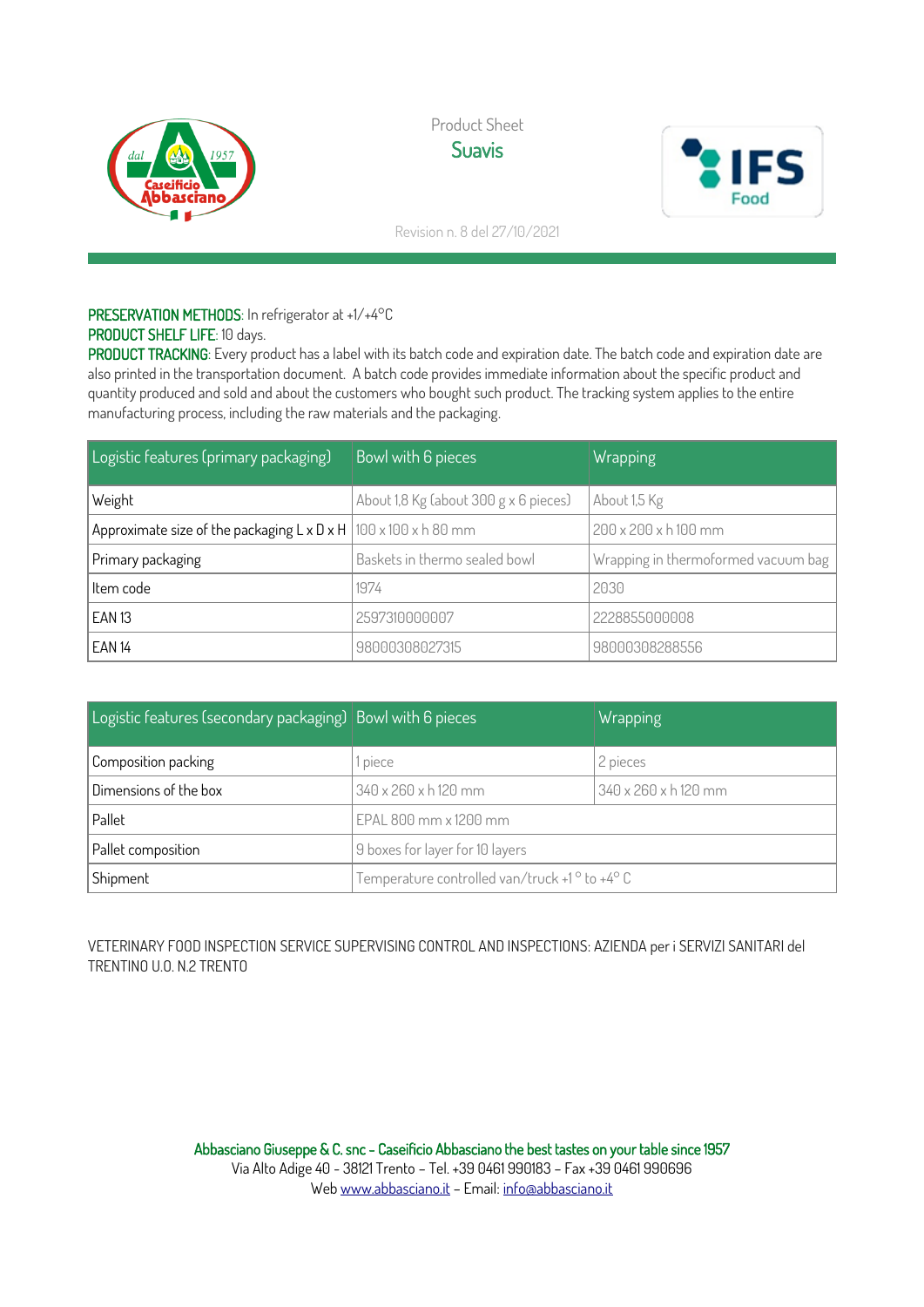Product Sheet

## Suavis

Revision n. 8 del 27/10/2021

**PRESERVATION METHODS**: In refrigerator at +1/+4°C
**PRODUCT SHELF LIFE**: 10 days.
**PRODUCT TRACKING**: Every product has a label with its batch code and expiration date. The batch code and expiration date are also printed in the transportation document. A batch code provides immediate information about the specific product and quantity produced and sold and about the customers who bought such product. The tracking system applies to the entire manufacturing process, including the raw materials and the packaging.

| Logistic features (primary packaging) | Bowl with 6 pieces | Wrapping |
|---|---|---|
| Weight | About 1,8 Kg (about 300 g x 6 pieces) | About 1,5 Kg |
| Approximate size of the packaging L x D x H | 100 x 100 x h 80 mm | 200 x 200 x h 100 mm |
| Primary packaging | Baskets in thermo sealed bowl | Wrapping in thermoformed vacuum bag |
| Item code | 1974 | 2030 |
| EAN 13 | 2597310000007 | 2228855000008 |
| EAN 14 | 98000308027315 | 98000308288556 |

| Logistic features (secondary packaging) | Bowl with 6 pieces | Wrapping |
|---|---|---|
| Composition packing | 1 piece | 2 pieces |
| Dimensions of the box | 340 x 260 x h 120 mm | 340 x 260 x h 120 mm |
| Pallet | EPAL 800 mm x 1200 mm | |
| Pallet composition | 9 boxes for layer for 10 layers | |
| Shipment | Temperature controlled van/truck +1 ° to +4° C | |

VETERINARY FOOD INSPECTION SERVICE SUPERVISING CONTROL AND INSPECTIONS: AZIENDA per i SERVIZI SANITARI del TRENTINO U.O. N.2 TRENTO

**Abbasciano Giuseppe & C. snc – Caseificio Abbasciano the best tastes on your table since 1957**
Via Alto Adige 40 - 38121 Trento – Tel. +39 0461 990183 – Fax +39 0461 990696
Web www.abbasciano.it – Email: info@abbasciano.it